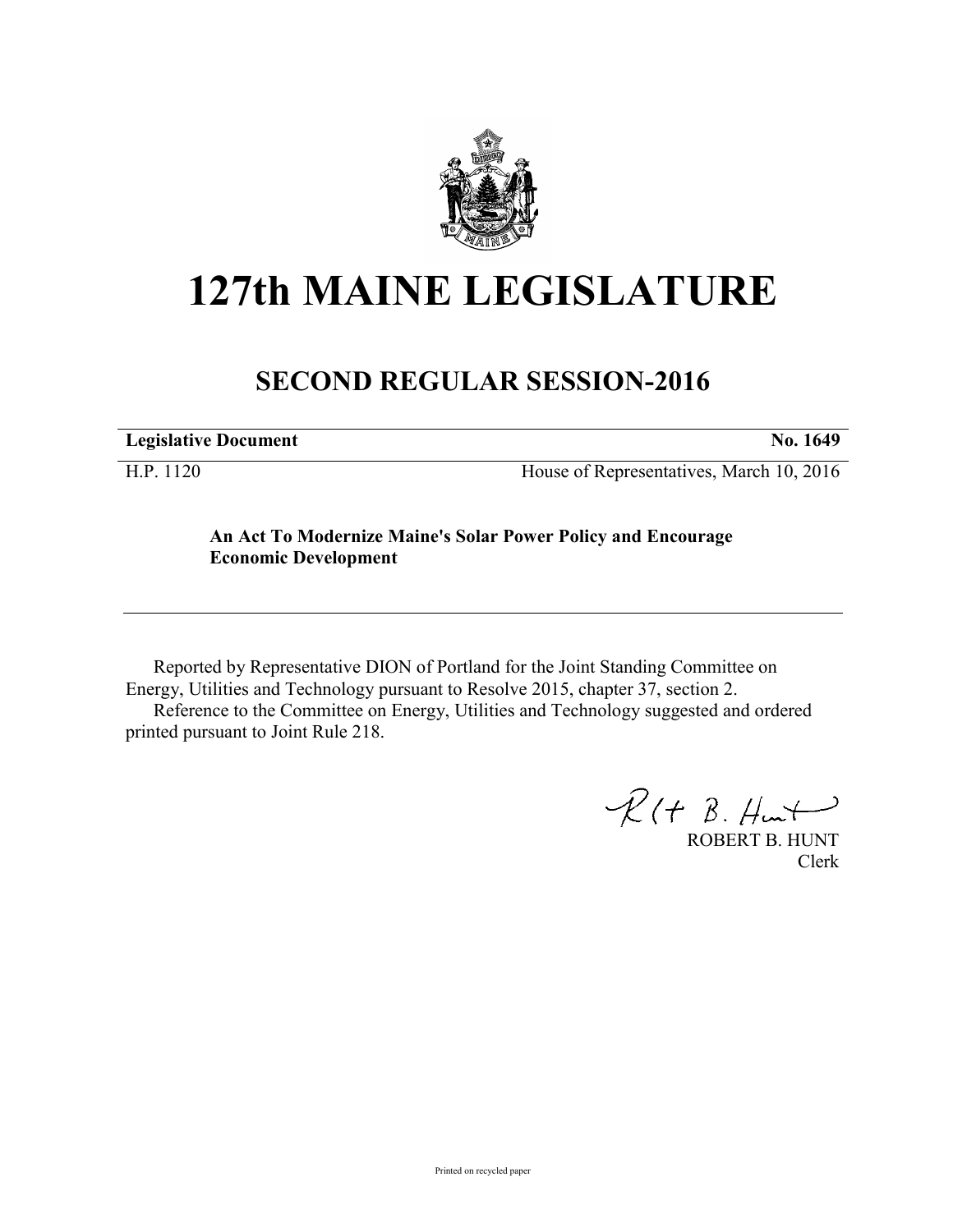# 127th MAINE LEGISLATURE

## SECOND REGULAR SESSION-2016

**Legislative Document** **No. 1649**

H.P. 1120 House of Representatives, March 10, 2016

**An Act To Modernize Maine's Solar Power Policy and Encourage Economic Development**

---

Reported by Representative DION of Portland for the Joint Standing Committee on Energy, Utilities and Technology pursuant to Resolve 2015, chapter 37, section 2.

Reference to the Committee on Energy, Utilities and Technology suggested and ordered printed pursuant to Joint Rule 218.

ROBERT B. HUNT
Clerk

Printed on recycled paper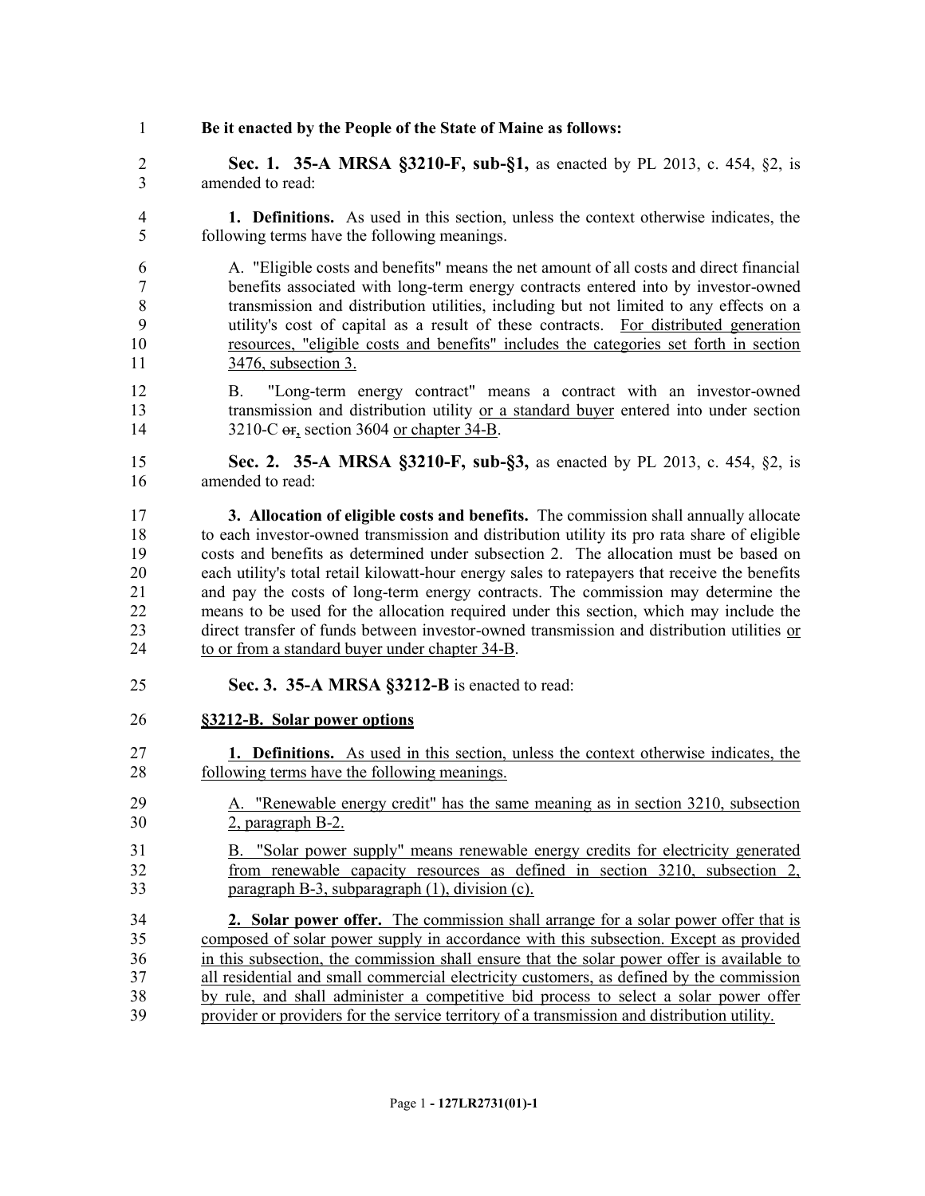**Be it enacted by the People of the State of Maine as follows:**

**Sec. 1. 35-A MRSA §3210-F, sub-§1,** as enacted by PL 2013, c. 454, §2, is amended to read:

**1. Definitions.** As used in this section, unless the context otherwise indicates, the following terms have the following meanings.

A. "Eligible costs and benefits" means the net amount of all costs and direct financial benefits associated with long-term energy contracts entered into by investor-owned transmission and distribution utilities, including but not limited to any effects on a utility's cost of capital as a result of these contracts. For distributed generation resources, "eligible costs and benefits" includes the categories set forth in section 3476, subsection 3.

B. "Long-term energy contract" means a contract with an investor-owned transmission and distribution utility or a standard buyer entered into under section 3210-C ~~or~~, section 3604 or chapter 34-B.

**Sec. 2. 35-A MRSA §3210-F, sub-§3,** as enacted by PL 2013, c. 454, §2, is amended to read:

**3. Allocation of eligible costs and benefits.** The commission shall annually allocate to each investor-owned transmission and distribution utility its pro rata share of eligible costs and benefits as determined under subsection 2. The allocation must be based on each utility's total retail kilowatt-hour energy sales to ratepayers that receive the benefits and pay the costs of long-term energy contracts. The commission may determine the means to be used for the allocation required under this section, which may include the direct transfer of funds between investor-owned transmission and distribution utilities or to or from a standard buyer under chapter 34-B.

**Sec. 3. 35-A MRSA §3212-B** is enacted to read:

**§3212-B. Solar power options**

**1. Definitions.** As used in this section, unless the context otherwise indicates, the following terms have the following meanings.

A. "Renewable energy credit" has the same meaning as in section 3210, subsection 2, paragraph B-2.

B. "Solar power supply" means renewable energy credits for electricity generated from renewable capacity resources as defined in section 3210, subsection 2, paragraph B-3, subparagraph (1), division (c).

**2. Solar power offer.** The commission shall arrange for a solar power offer that is composed of solar power supply in accordance with this subsection. Except as provided in this subsection, the commission shall ensure that the solar power offer is available to all residential and small commercial electricity customers, as defined by the commission by rule, and shall administer a competitive bid process to select a solar power offer provider or providers for the service territory of a transmission and distribution utility.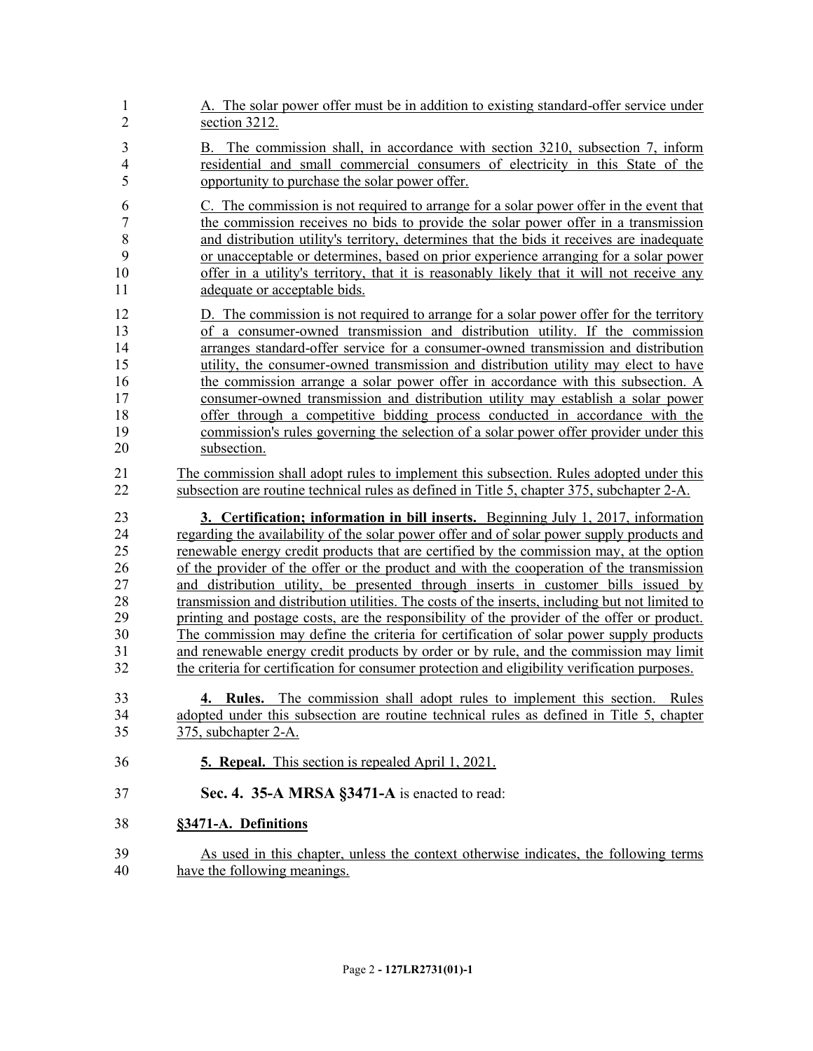A. The solar power offer must be in addition to existing standard-offer service under section 3212.

B. The commission shall, in accordance with section 3210, subsection 7, inform residential and small commercial consumers of electricity in this State of the opportunity to purchase the solar power offer.

C. The commission is not required to arrange for a solar power offer in the event that the commission receives no bids to provide the solar power offer in a transmission and distribution utility's territory, determines that the bids it receives are inadequate or unacceptable or determines, based on prior experience arranging for a solar power offer in a utility's territory, that it is reasonably likely that it will not receive any adequate or acceptable bids.

D. The commission is not required to arrange for a solar power offer for the territory of a consumer-owned transmission and distribution utility. If the commission arranges standard-offer service for a consumer-owned transmission and distribution utility, the consumer-owned transmission and distribution utility may elect to have the commission arrange a solar power offer in accordance with this subsection. A consumer-owned transmission and distribution utility may establish a solar power offer through a competitive bidding process conducted in accordance with the commission's rules governing the selection of a solar power offer provider under this subsection.

The commission shall adopt rules to implement this subsection. Rules adopted under this subsection are routine technical rules as defined in Title 5, chapter 375, subchapter 2-A.

**3. Certification; information in bill inserts.** Beginning July 1, 2017, information regarding the availability of the solar power offer and of solar power supply products and renewable energy credit products that are certified by the commission may, at the option of the provider of the offer or the product and with the cooperation of the transmission and distribution utility, be presented through inserts in customer bills issued by transmission and distribution utilities. The costs of the inserts, including but not limited to printing and postage costs, are the responsibility of the provider of the offer or product. The commission may define the criteria for certification of solar power supply products and renewable energy credit products by order or by rule, and the commission may limit the criteria for certification for consumer protection and eligibility verification purposes.

**4. Rules.** The commission shall adopt rules to implement this section. Rules adopted under this subsection are routine technical rules as defined in Title 5, chapter 375, subchapter 2-A.

**5. Repeal.** This section is repealed April 1, 2021.

**Sec. 4. 35-A MRSA §3471-A** is enacted to read:

**§3471-A. Definitions**

As used in this chapter, unless the context otherwise indicates, the following terms have the following meanings.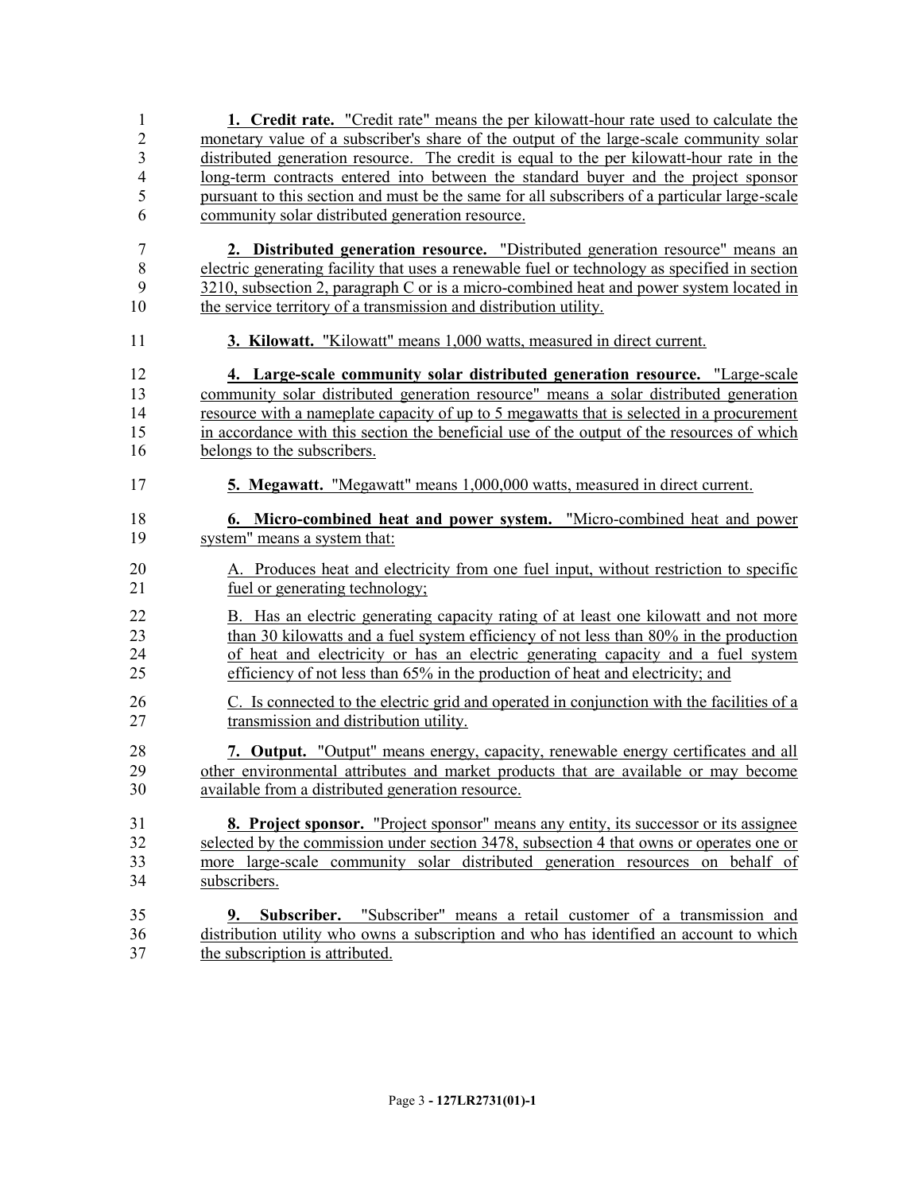**1. Credit rate.** "Credit rate" means the per kilowatt-hour rate used to calculate the monetary value of a subscriber's share of the output of the large-scale community solar distributed generation resource. The credit is equal to the per kilowatt-hour rate in the long-term contracts entered into between the standard buyer and the project sponsor pursuant to this section and must be the same for all subscribers of a particular large-scale community solar distributed generation resource.

**2. Distributed generation resource.** "Distributed generation resource" means an electric generating facility that uses a renewable fuel or technology as specified in section 3210, subsection 2, paragraph C or is a micro-combined heat and power system located in the service territory of a transmission and distribution utility.

**3. Kilowatt.** "Kilowatt" means 1,000 watts, measured in direct current.

**4. Large-scale community solar distributed generation resource.** "Large-scale community solar distributed generation resource" means a solar distributed generation resource with a nameplate capacity of up to 5 megawatts that is selected in a procurement in accordance with this section the beneficial use of the output of the resources of which belongs to the subscribers.

**5. Megawatt.** "Megawatt" means 1,000,000 watts, measured in direct current.

**6. Micro-combined heat and power system.** "Micro-combined heat and power system" means a system that:

A. Produces heat and electricity from one fuel input, without restriction to specific fuel or generating technology;

B. Has an electric generating capacity rating of at least one kilowatt and not more than 30 kilowatts and a fuel system efficiency of not less than 80% in the production of heat and electricity or has an electric generating capacity and a fuel system efficiency of not less than 65% in the production of heat and electricity; and

C. Is connected to the electric grid and operated in conjunction with the facilities of a transmission and distribution utility.

**7. Output.** "Output" means energy, capacity, renewable energy certificates and all other environmental attributes and market products that are available or may become available from a distributed generation resource.

**8. Project sponsor.** "Project sponsor" means any entity, its successor or its assignee selected by the commission under section 3478, subsection 4 that owns or operates one or more large-scale community solar distributed generation resources on behalf of subscribers.

**9. Subscriber.** "Subscriber" means a retail customer of a transmission and distribution utility who owns a subscription and who has identified an account to which the subscription is attributed.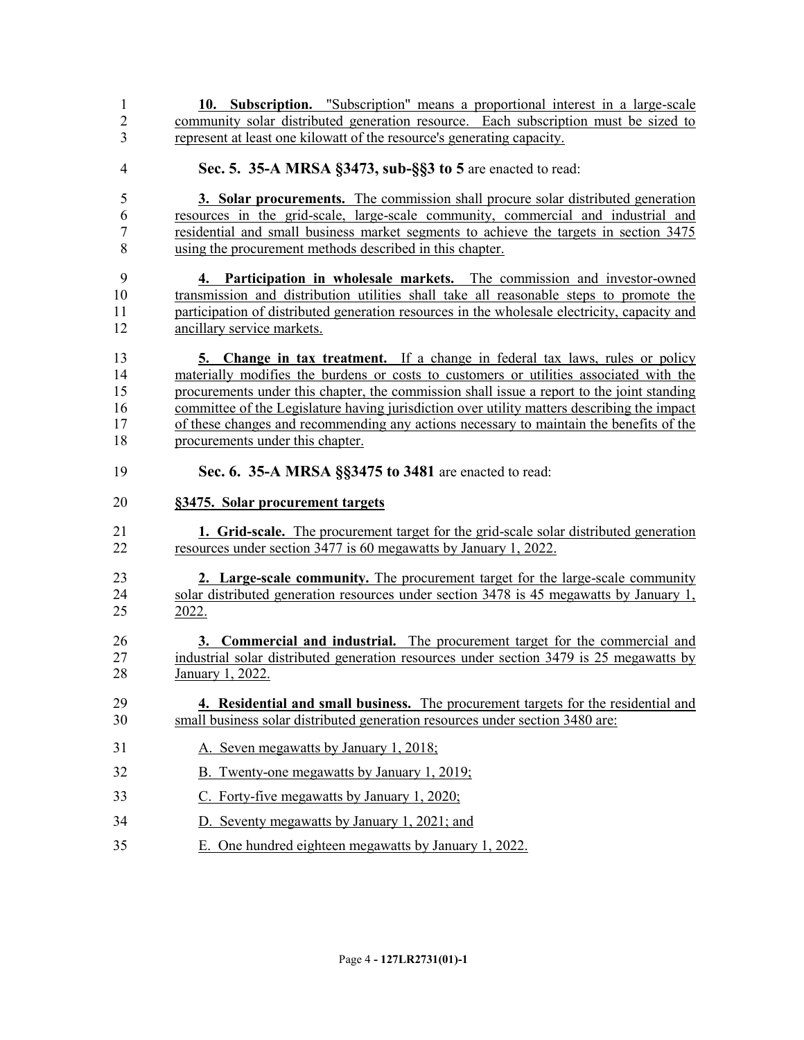**10. Subscription.** "Subscription" means a proportional interest in a large-scale community solar distributed generation resource. Each subscription must be sized to represent at least one kilowatt of the resource's generating capacity.

**Sec. 5. 35-A MRSA §3473, sub-§§3 to 5** are enacted to read:

**3. Solar procurements.** The commission shall procure solar distributed generation resources in the grid-scale, large-scale community, commercial and industrial and residential and small business market segments to achieve the targets in section 3475 using the procurement methods described in this chapter.

**4. Participation in wholesale markets.** The commission and investor-owned transmission and distribution utilities shall take all reasonable steps to promote the participation of distributed generation resources in the wholesale electricity, capacity and ancillary service markets.

**5. Change in tax treatment.** If a change in federal tax laws, rules or policy materially modifies the burdens or costs to customers or utilities associated with the procurements under this chapter, the commission shall issue a report to the joint standing committee of the Legislature having jurisdiction over utility matters describing the impact of these changes and recommending any actions necessary to maintain the benefits of the procurements under this chapter.

**Sec. 6. 35-A MRSA §§3475 to 3481** are enacted to read:

**§3475. Solar procurement targets**

**1. Grid-scale.** The procurement target for the grid-scale solar distributed generation resources under section 3477 is 60 megawatts by January 1, 2022.

**2. Large-scale community.** The procurement target for the large-scale community solar distributed generation resources under section 3478 is 45 megawatts by January 1, 2022.

**3. Commercial and industrial.** The procurement target for the commercial and industrial solar distributed generation resources under section 3479 is 25 megawatts by January 1, 2022.

**4. Residential and small business.** The procurement targets for the residential and small business solar distributed generation resources under section 3480 are:

A. Seven megawatts by January 1, 2018;

B. Twenty-one megawatts by January 1, 2019;

C. Forty-five megawatts by January 1, 2020;

D. Seventy megawatts by January 1, 2021; and

E. One hundred eighteen megawatts by January 1, 2022.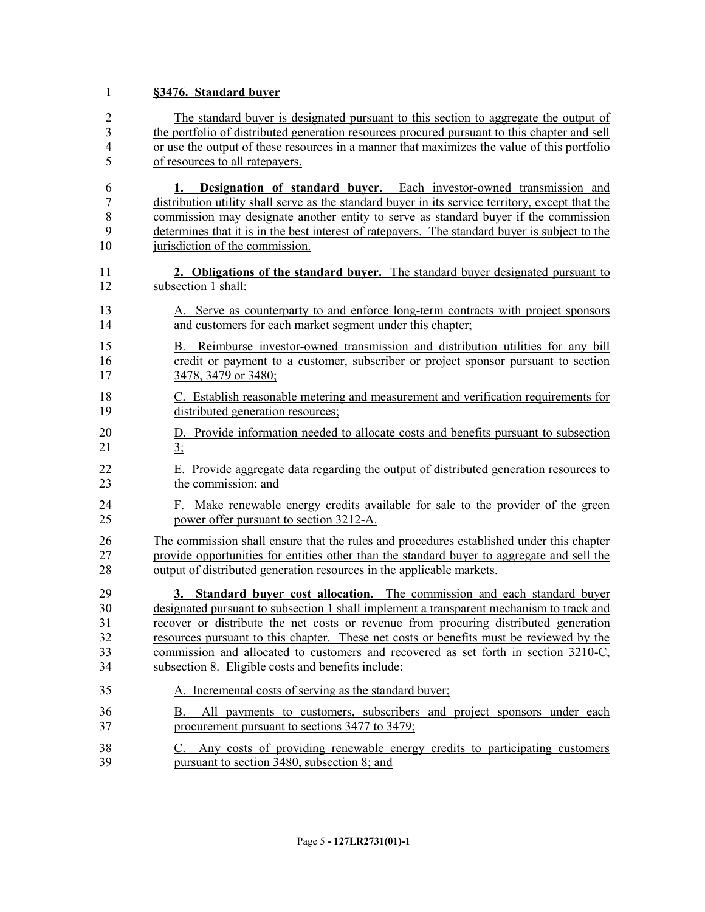**§3476. Standard buyer**

The standard buyer is designated pursuant to this section to aggregate the output of the portfolio of distributed generation resources procured pursuant to this chapter and sell or use the output of these resources in a manner that maximizes the value of this portfolio of resources to all ratepayers.

**1. Designation of standard buyer.** Each investor-owned transmission and distribution utility shall serve as the standard buyer in its service territory, except that the commission may designate another entity to serve as standard buyer if the commission determines that it is in the best interest of ratepayers. The standard buyer is subject to the jurisdiction of the commission.

**2. Obligations of the standard buyer.** The standard buyer designated pursuant to subsection 1 shall:

A. Serve as counterparty to and enforce long-term contracts with project sponsors and customers for each market segment under this chapter;

B. Reimburse investor-owned transmission and distribution utilities for any bill credit or payment to a customer, subscriber or project sponsor pursuant to section 3478, 3479 or 3480;

C. Establish reasonable metering and measurement and verification requirements for distributed generation resources;

D. Provide information needed to allocate costs and benefits pursuant to subsection 3;

E. Provide aggregate data regarding the output of distributed generation resources to the commission; and

F. Make renewable energy credits available for sale to the provider of the green power offer pursuant to section 3212-A.

The commission shall ensure that the rules and procedures established under this chapter provide opportunities for entities other than the standard buyer to aggregate and sell the output of distributed generation resources in the applicable markets.

**3. Standard buyer cost allocation.** The commission and each standard buyer designated pursuant to subsection 1 shall implement a transparent mechanism to track and recover or distribute the net costs or revenue from procuring distributed generation resources pursuant to this chapter. These net costs or benefits must be reviewed by the commission and allocated to customers and recovered as set forth in section 3210-C, subsection 8. Eligible costs and benefits include:

A. Incremental costs of serving as the standard buyer;

B. All payments to customers, subscribers and project sponsors under each procurement pursuant to sections 3477 to 3479;

C. Any costs of providing renewable energy credits to participating customers pursuant to section 3480, subsection 8; and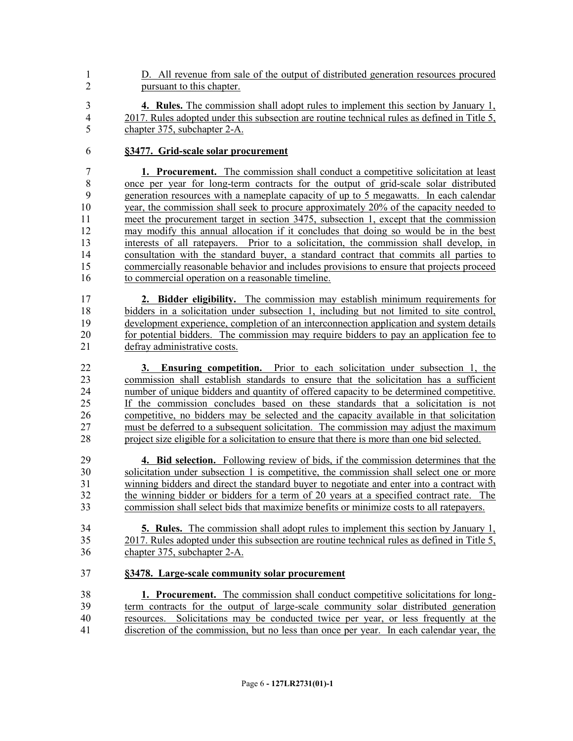D. All revenue from sale of the output of distributed generation resources procured pursuant to this chapter.

**4. Rules.** The commission shall adopt rules to implement this section by January 1, 2017. Rules adopted under this subsection are routine technical rules as defined in Title 5, chapter 375, subchapter 2-A.

**§3477. Grid-scale solar procurement**

**1. Procurement.** The commission shall conduct a competitive solicitation at least once per year for long-term contracts for the output of grid-scale solar distributed generation resources with a nameplate capacity of up to 5 megawatts. In each calendar year, the commission shall seek to procure approximately 20% of the capacity needed to meet the procurement target in section 3475, subsection 1, except that the commission may modify this annual allocation if it concludes that doing so would be in the best interests of all ratepayers. Prior to a solicitation, the commission shall develop, in consultation with the standard buyer, a standard contract that commits all parties to commercially reasonable behavior and includes provisions to ensure that projects proceed to commercial operation on a reasonable timeline.

**2. Bidder eligibility.** The commission may establish minimum requirements for bidders in a solicitation under subsection 1, including but not limited to site control, development experience, completion of an interconnection application and system details for potential bidders. The commission may require bidders to pay an application fee to defray administrative costs.

**3. Ensuring competition.** Prior to each solicitation under subsection 1, the commission shall establish standards to ensure that the solicitation has a sufficient number of unique bidders and quantity of offered capacity to be determined competitive. If the commission concludes based on these standards that a solicitation is not competitive, no bidders may be selected and the capacity available in that solicitation must be deferred to a subsequent solicitation. The commission may adjust the maximum project size eligible for a solicitation to ensure that there is more than one bid selected.

**4. Bid selection.** Following review of bids, if the commission determines that the solicitation under subsection 1 is competitive, the commission shall select one or more winning bidders and direct the standard buyer to negotiate and enter into a contract with the winning bidder or bidders for a term of 20 years at a specified contract rate. The commission shall select bids that maximize benefits or minimize costs to all ratepayers.

**5. Rules.** The commission shall adopt rules to implement this section by January 1, 2017. Rules adopted under this subsection are routine technical rules as defined in Title 5, chapter 375, subchapter 2-A.

**§3478. Large-scale community solar procurement**

**1. Procurement.** The commission shall conduct competitive solicitations for long-term contracts for the output of large-scale community solar distributed generation resources. Solicitations may be conducted twice per year, or less frequently at the discretion of the commission, but no less than once per year. In each calendar year, the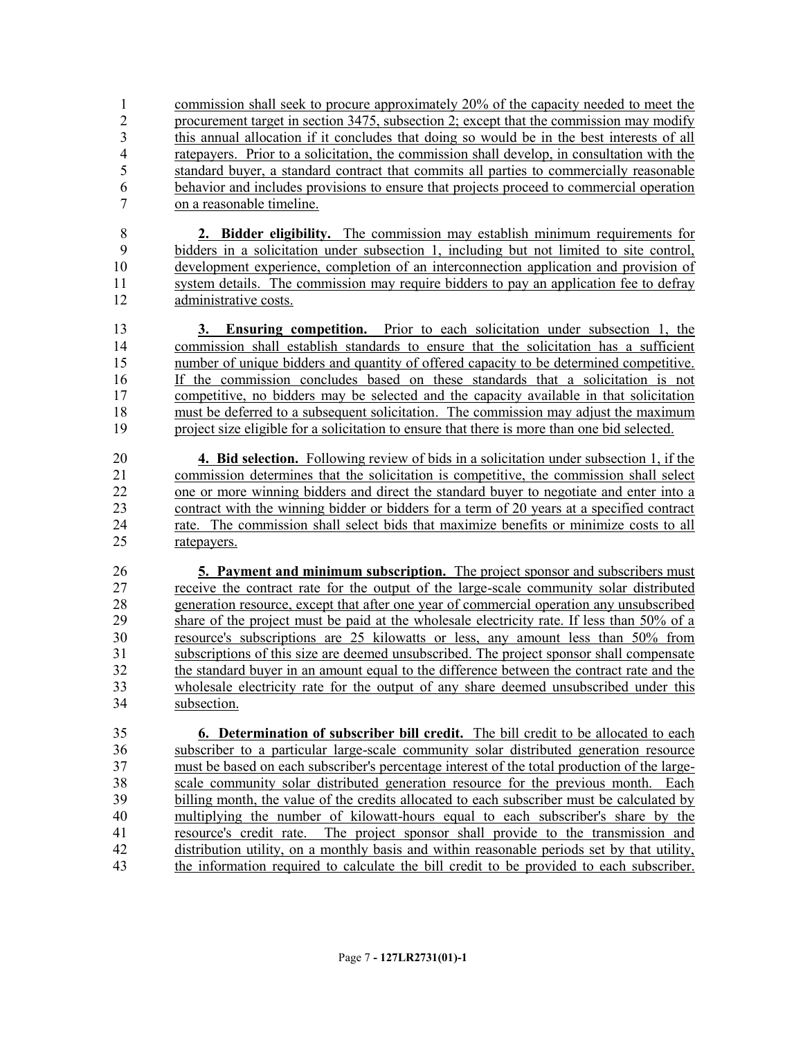commission shall seek to procure approximately 20% of the capacity needed to meet the procurement target in section 3475, subsection 2; except that the commission may modify this annual allocation if it concludes that doing so would be in the best interests of all ratepayers. Prior to a solicitation, the commission shall develop, in consultation with the standard buyer, a standard contract that commits all parties to commercially reasonable behavior and includes provisions to ensure that projects proceed to commercial operation on a reasonable timeline.

**2. Bidder eligibility.** The commission may establish minimum requirements for bidders in a solicitation under subsection 1, including but not limited to site control, development experience, completion of an interconnection application and provision of system details. The commission may require bidders to pay an application fee to defray administrative costs.

**3. Ensuring competition.** Prior to each solicitation under subsection 1, the commission shall establish standards to ensure that the solicitation has a sufficient number of unique bidders and quantity of offered capacity to be determined competitive. If the commission concludes based on these standards that a solicitation is not competitive, no bidders may be selected and the capacity available in that solicitation must be deferred to a subsequent solicitation. The commission may adjust the maximum project size eligible for a solicitation to ensure that there is more than one bid selected.

**4. Bid selection.** Following review of bids in a solicitation under subsection 1, if the commission determines that the solicitation is competitive, the commission shall select one or more winning bidders and direct the standard buyer to negotiate and enter into a contract with the winning bidder or bidders for a term of 20 years at a specified contract rate. The commission shall select bids that maximize benefits or minimize costs to all ratepayers.

**5. Payment and minimum subscription.** The project sponsor and subscribers must receive the contract rate for the output of the large-scale community solar distributed generation resource, except that after one year of commercial operation any unsubscribed share of the project must be paid at the wholesale electricity rate. If less than 50% of a resource's subscriptions are 25 kilowatts or less, any amount less than 50% from subscriptions of this size are deemed unsubscribed. The project sponsor shall compensate the standard buyer in an amount equal to the difference between the contract rate and the wholesale electricity rate for the output of any share deemed unsubscribed under this subsection.

**6. Determination of subscriber bill credit.** The bill credit to be allocated to each subscriber to a particular large-scale community solar distributed generation resource must be based on each subscriber's percentage interest of the total production of the large-scale community solar distributed generation resource for the previous month. Each billing month, the value of the credits allocated to each subscriber must be calculated by multiplying the number of kilowatt-hours equal to each subscriber's share by the resource's credit rate. The project sponsor shall provide to the transmission and distribution utility, on a monthly basis and within reasonable periods set by that utility, the information required to calculate the bill credit to be provided to each subscriber.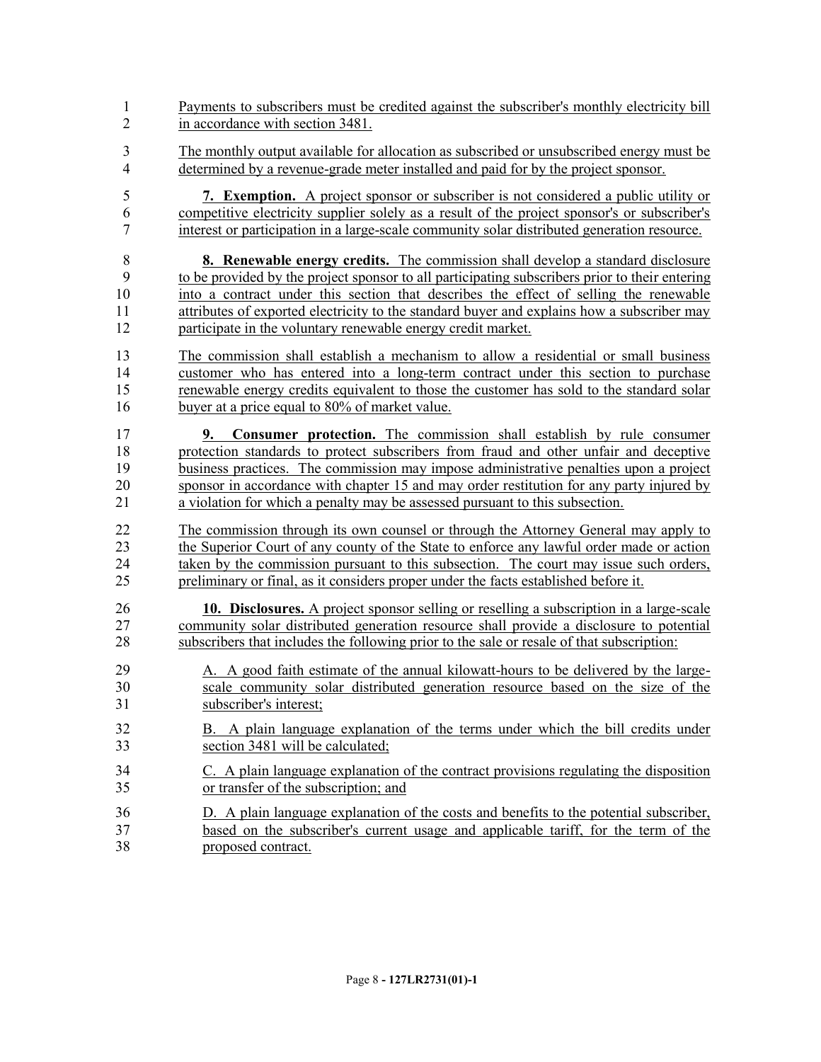Payments to subscribers must be credited against the subscriber's monthly electricity bill in accordance with section 3481.

The monthly output available for allocation as subscribed or unsubscribed energy must be determined by a revenue-grade meter installed and paid for by the project sponsor.

**7. Exemption.** A project sponsor or subscriber is not considered a public utility or competitive electricity supplier solely as a result of the project sponsor's or subscriber's interest or participation in a large-scale community solar distributed generation resource.

**8. Renewable energy credits.** The commission shall develop a standard disclosure to be provided by the project sponsor to all participating subscribers prior to their entering into a contract under this section that describes the effect of selling the renewable attributes of exported electricity to the standard buyer and explains how a subscriber may participate in the voluntary renewable energy credit market.

The commission shall establish a mechanism to allow a residential or small business customer who has entered into a long-term contract under this section to purchase renewable energy credits equivalent to those the customer has sold to the standard solar buyer at a price equal to 80% of market value.

**9. Consumer protection.** The commission shall establish by rule consumer protection standards to protect subscribers from fraud and other unfair and deceptive business practices. The commission may impose administrative penalties upon a project sponsor in accordance with chapter 15 and may order restitution for any party injured by a violation for which a penalty may be assessed pursuant to this subsection.

The commission through its own counsel or through the Attorney General may apply to the Superior Court of any county of the State to enforce any lawful order made or action taken by the commission pursuant to this subsection. The court may issue such orders, preliminary or final, as it considers proper under the facts established before it.

**10. Disclosures.** A project sponsor selling or reselling a subscription in a large-scale community solar distributed generation resource shall provide a disclosure to potential subscribers that includes the following prior to the sale or resale of that subscription:

A. A good faith estimate of the annual kilowatt-hours to be delivered by the large-scale community solar distributed generation resource based on the size of the subscriber's interest;

B. A plain language explanation of the terms under which the bill credits under section 3481 will be calculated;

C. A plain language explanation of the contract provisions regulating the disposition or transfer of the subscription; and

D. A plain language explanation of the costs and benefits to the potential subscriber, based on the subscriber's current usage and applicable tariff, for the term of the proposed contract.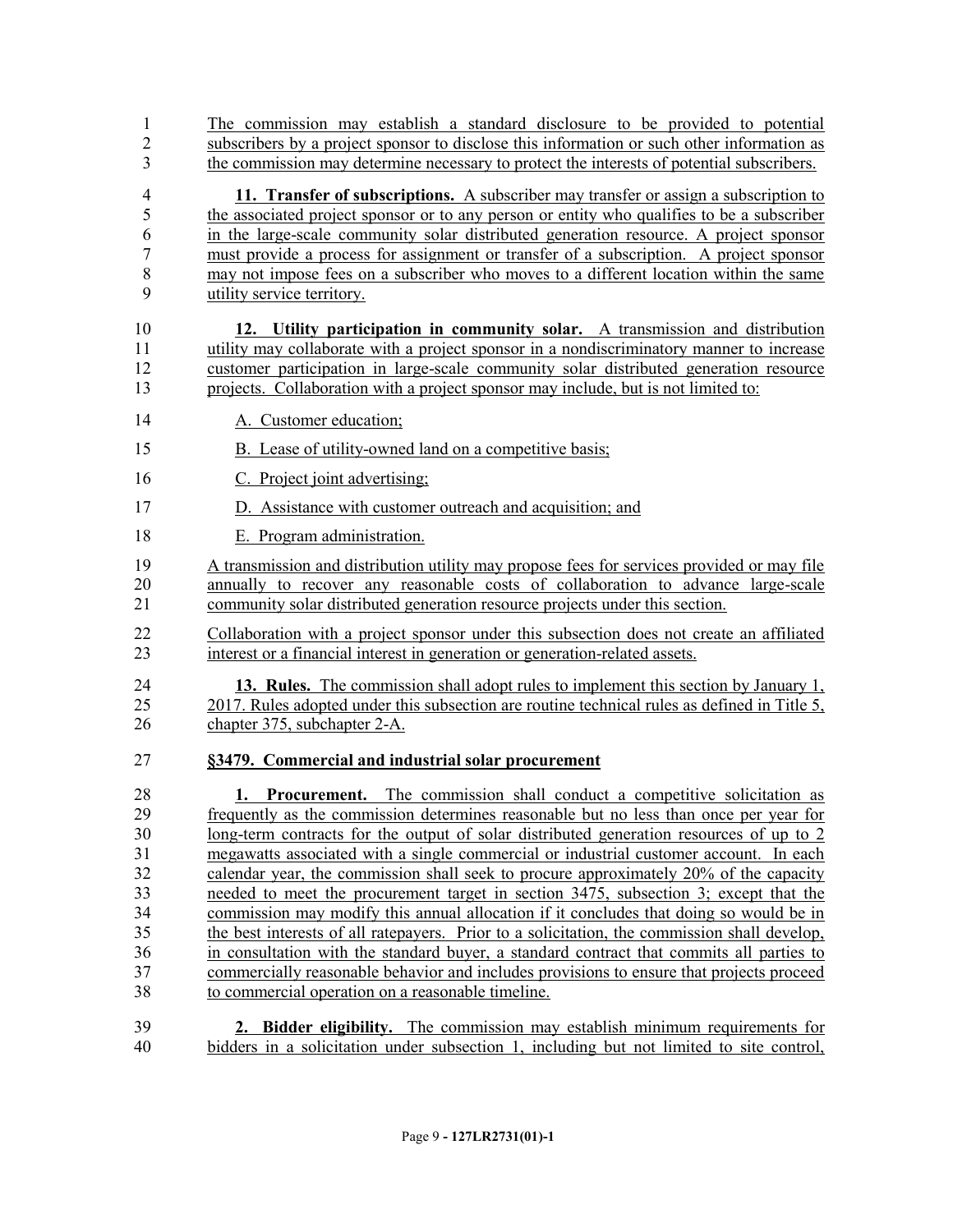The commission may establish a standard disclosure to be provided to potential subscribers by a project sponsor to disclose this information or such other information as the commission may determine necessary to protect the interests of potential subscribers.

**11. Transfer of subscriptions.** A subscriber may transfer or assign a subscription to the associated project sponsor or to any person or entity who qualifies to be a subscriber in the large-scale community solar distributed generation resource. A project sponsor must provide a process for assignment or transfer of a subscription. A project sponsor may not impose fees on a subscriber who moves to a different location within the same utility service territory.

**12. Utility participation in community solar.** A transmission and distribution utility may collaborate with a project sponsor in a nondiscriminatory manner to increase customer participation in large-scale community solar distributed generation resource projects. Collaboration with a project sponsor may include, but is not limited to:

A. Customer education;

B. Lease of utility-owned land on a competitive basis;

C. Project joint advertising;

D. Assistance with customer outreach and acquisition; and

E. Program administration.

A transmission and distribution utility may propose fees for services provided or may file annually to recover any reasonable costs of collaboration to advance large-scale community solar distributed generation resource projects under this section.

Collaboration with a project sponsor under this subsection does not create an affiliated interest or a financial interest in generation or generation-related assets.

**13. Rules.** The commission shall adopt rules to implement this section by January 1, 2017. Rules adopted under this subsection are routine technical rules as defined in Title 5, chapter 375, subchapter 2-A.

**§3479. Commercial and industrial solar procurement**

**1. Procurement.** The commission shall conduct a competitive solicitation as frequently as the commission determines reasonable but no less than once per year for long-term contracts for the output of solar distributed generation resources of up to 2 megawatts associated with a single commercial or industrial customer account. In each calendar year, the commission shall seek to procure approximately 20% of the capacity needed to meet the procurement target in section 3475, subsection 3; except that the commission may modify this annual allocation if it concludes that doing so would be in the best interests of all ratepayers. Prior to a solicitation, the commission shall develop, in consultation with the standard buyer, a standard contract that commits all parties to commercially reasonable behavior and includes provisions to ensure that projects proceed to commercial operation on a reasonable timeline.

**2. Bidder eligibility.** The commission may establish minimum requirements for bidders in a solicitation under subsection 1, including but not limited to site control,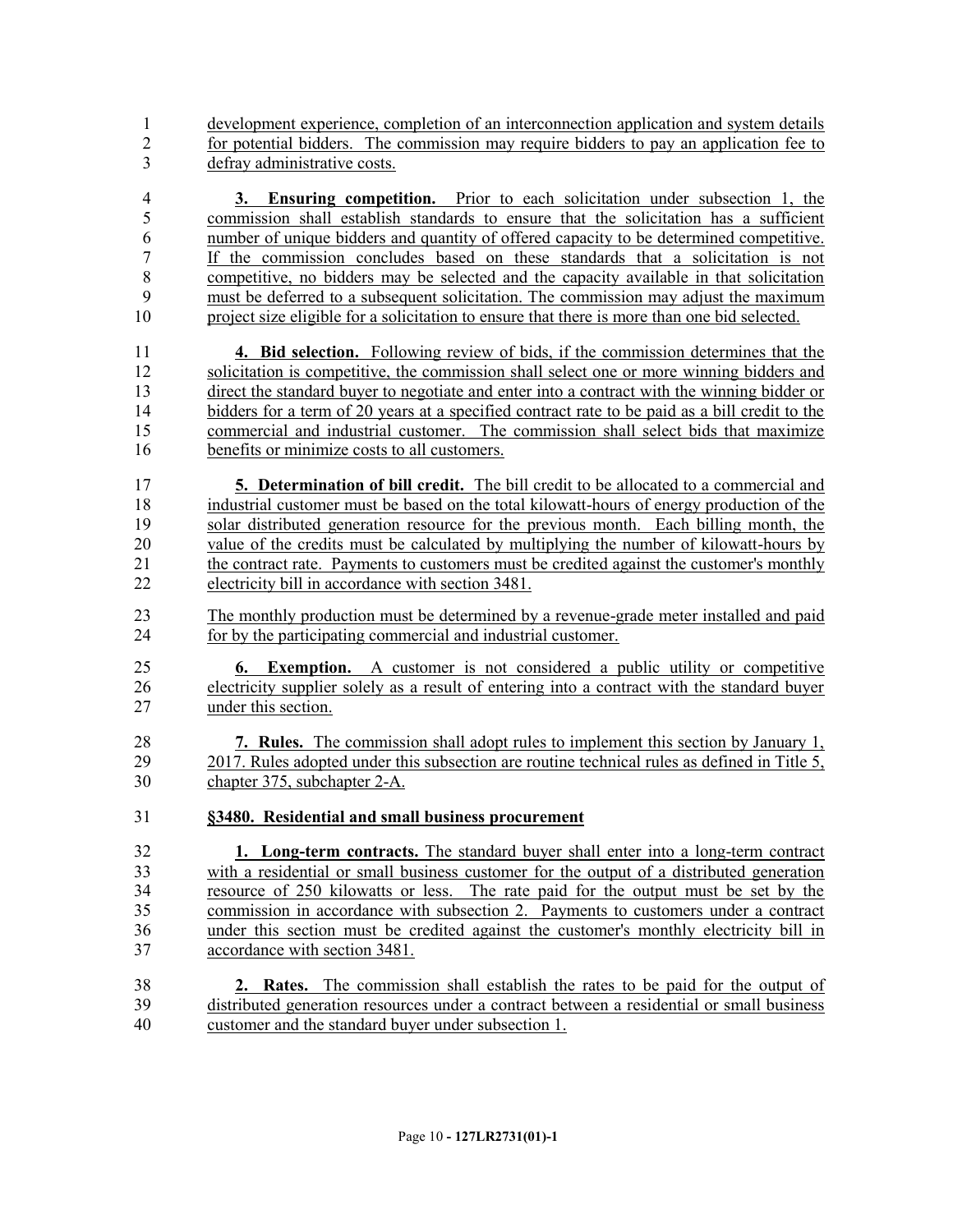development experience, completion of an interconnection application and system details for potential bidders. The commission may require bidders to pay an application fee to defray administrative costs.

**3. Ensuring competition.** Prior to each solicitation under subsection 1, the commission shall establish standards to ensure that the solicitation has a sufficient number of unique bidders and quantity of offered capacity to be determined competitive. If the commission concludes based on these standards that a solicitation is not competitive, no bidders may be selected and the capacity available in that solicitation must be deferred to a subsequent solicitation. The commission may adjust the maximum project size eligible for a solicitation to ensure that there is more than one bid selected.

**4. Bid selection.** Following review of bids, if the commission determines that the solicitation is competitive, the commission shall select one or more winning bidders and direct the standard buyer to negotiate and enter into a contract with the winning bidder or bidders for a term of 20 years at a specified contract rate to be paid as a bill credit to the commercial and industrial customer. The commission shall select bids that maximize benefits or minimize costs to all customers.

**5. Determination of bill credit.** The bill credit to be allocated to a commercial and industrial customer must be based on the total kilowatt-hours of energy production of the solar distributed generation resource for the previous month. Each billing month, the value of the credits must be calculated by multiplying the number of kilowatt-hours by the contract rate. Payments to customers must be credited against the customer's monthly electricity bill in accordance with section 3481.

The monthly production must be determined by a revenue-grade meter installed and paid for by the participating commercial and industrial customer.

**6. Exemption.** A customer is not considered a public utility or competitive electricity supplier solely as a result of entering into a contract with the standard buyer under this section.

**7. Rules.** The commission shall adopt rules to implement this section by January 1, 2017. Rules adopted under this subsection are routine technical rules as defined in Title 5, chapter 375, subchapter 2-A.

**§3480. Residential and small business procurement**

**1. Long-term contracts.** The standard buyer shall enter into a long-term contract with a residential or small business customer for the output of a distributed generation resource of 250 kilowatts or less. The rate paid for the output must be set by the commission in accordance with subsection 2. Payments to customers under a contract under this section must be credited against the customer's monthly electricity bill in accordance with section 3481.

**2. Rates.** The commission shall establish the rates to be paid for the output of distributed generation resources under a contract between a residential or small business customer and the standard buyer under subsection 1.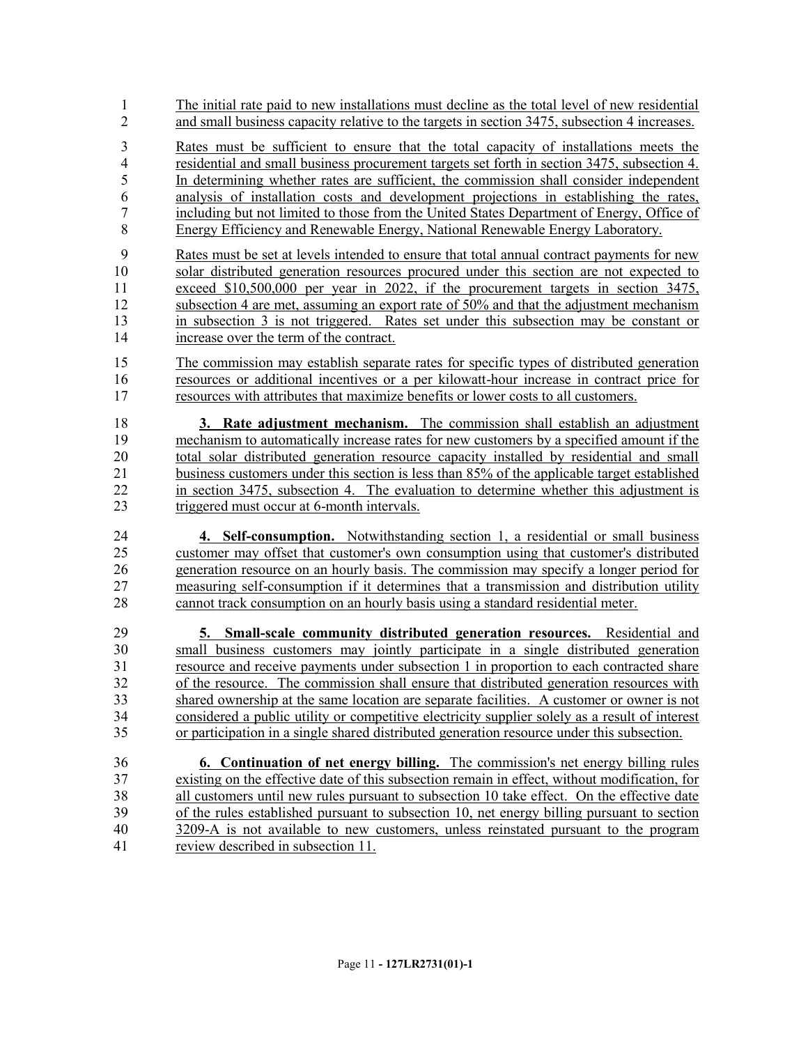The initial rate paid to new installations must decline as the total level of new residential and small business capacity relative to the targets in section 3475, subsection 4 increases.

Rates must be sufficient to ensure that the total capacity of installations meets the residential and small business procurement targets set forth in section 3475, subsection 4. In determining whether rates are sufficient, the commission shall consider independent analysis of installation costs and development projections in establishing the rates, including but not limited to those from the United States Department of Energy, Office of Energy Efficiency and Renewable Energy, National Renewable Energy Laboratory.

Rates must be set at levels intended to ensure that total annual contract payments for new solar distributed generation resources procured under this section are not expected to exceed $10,500,000 per year in 2022, if the procurement targets in section 3475, subsection 4 are met, assuming an export rate of 50% and that the adjustment mechanism in subsection 3 is not triggered. Rates set under this subsection may be constant or increase over the term of the contract.

The commission may establish separate rates for specific types of distributed generation resources or additional incentives or a per kilowatt-hour increase in contract price for resources with attributes that maximize benefits or lower costs to all customers.

**3. Rate adjustment mechanism.** The commission shall establish an adjustment mechanism to automatically increase rates for new customers by a specified amount if the total solar distributed generation resource capacity installed by residential and small business customers under this section is less than 85% of the applicable target established in section 3475, subsection 4. The evaluation to determine whether this adjustment is triggered must occur at 6-month intervals.

**4. Self-consumption.** Notwithstanding section 1, a residential or small business customer may offset that customer's own consumption using that customer's distributed generation resource on an hourly basis. The commission may specify a longer period for measuring self-consumption if it determines that a transmission and distribution utility cannot track consumption on an hourly basis using a standard residential meter.

**5. Small-scale community distributed generation resources.** Residential and small business customers may jointly participate in a single distributed generation resource and receive payments under subsection 1 in proportion to each contracted share of the resource. The commission shall ensure that distributed generation resources with shared ownership at the same location are separate facilities. A customer or owner is not considered a public utility or competitive electricity supplier solely as a result of interest or participation in a single shared distributed generation resource under this subsection.

**6. Continuation of net energy billing.** The commission's net energy billing rules existing on the effective date of this subsection remain in effect, without modification, for all customers until new rules pursuant to subsection 10 take effect. On the effective date of the rules established pursuant to subsection 10, net energy billing pursuant to section 3209-A is not available to new customers, unless reinstated pursuant to the program review described in subsection 11.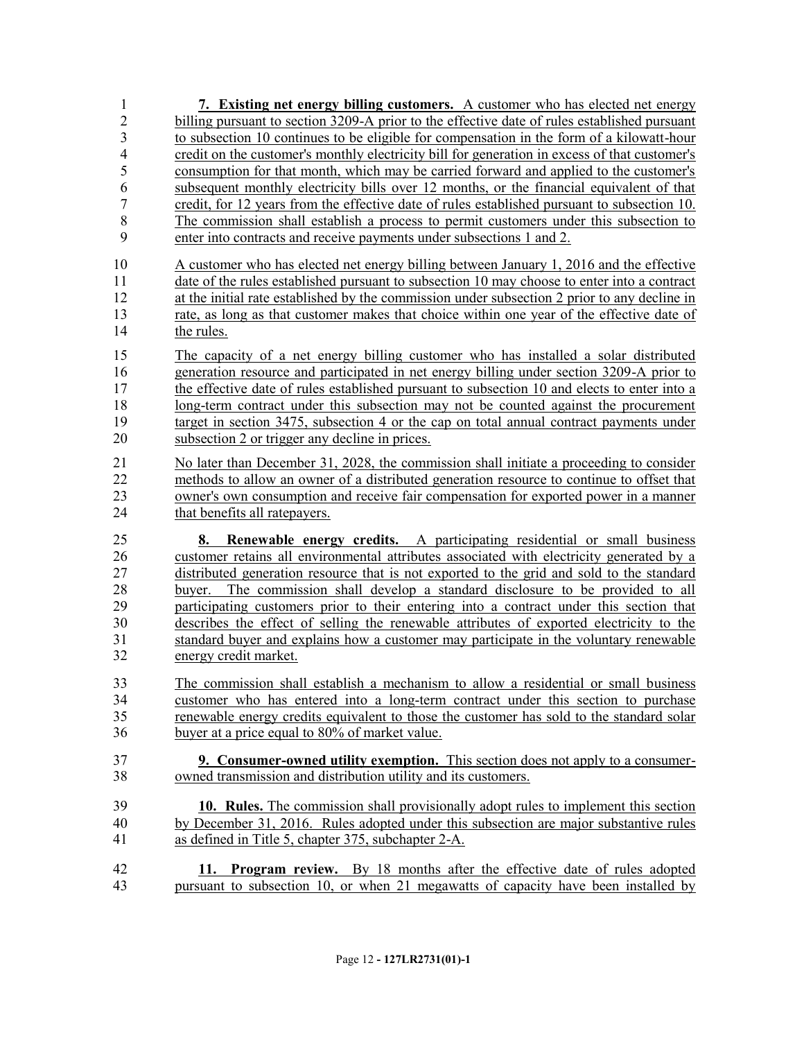**7. Existing net energy billing customers.** A customer who has elected net energy billing pursuant to section 3209-A prior to the effective date of rules established pursuant to subsection 10 continues to be eligible for compensation in the form of a kilowatt-hour credit on the customer's monthly electricity bill for generation in excess of that customer's consumption for that month, which may be carried forward and applied to the customer's subsequent monthly electricity bills over 12 months, or the financial equivalent of that credit, for 12 years from the effective date of rules established pursuant to subsection 10. The commission shall establish a process to permit customers under this subsection to enter into contracts and receive payments under subsections 1 and 2.

A customer who has elected net energy billing between January 1, 2016 and the effective date of the rules established pursuant to subsection 10 may choose to enter into a contract at the initial rate established by the commission under subsection 2 prior to any decline in rate, as long as that customer makes that choice within one year of the effective date of the rules.

The capacity of a net energy billing customer who has installed a solar distributed generation resource and participated in net energy billing under section 3209-A prior to the effective date of rules established pursuant to subsection 10 and elects to enter into a long-term contract under this subsection may not be counted against the procurement target in section 3475, subsection 4 or the cap on total annual contract payments under subsection 2 or trigger any decline in prices.

No later than December 31, 2028, the commission shall initiate a proceeding to consider methods to allow an owner of a distributed generation resource to continue to offset that owner's own consumption and receive fair compensation for exported power in a manner that benefits all ratepayers.

**8. Renewable energy credits.** A participating residential or small business customer retains all environmental attributes associated with electricity generated by a distributed generation resource that is not exported to the grid and sold to the standard buyer. The commission shall develop a standard disclosure to be provided to all participating customers prior to their entering into a contract under this section that describes the effect of selling the renewable attributes of exported electricity to the standard buyer and explains how a customer may participate in the voluntary renewable energy credit market.

The commission shall establish a mechanism to allow a residential or small business customer who has entered into a long-term contract under this section to purchase renewable energy credits equivalent to those the customer has sold to the standard solar buyer at a price equal to 80% of market value.

**9. Consumer-owned utility exemption.** This section does not apply to a consumer-owned transmission and distribution utility and its customers.

**10. Rules.** The commission shall provisionally adopt rules to implement this section by December 31, 2016. Rules adopted under this subsection are major substantive rules as defined in Title 5, chapter 375, subchapter 2-A.

**11. Program review.** By 18 months after the effective date of rules adopted pursuant to subsection 10, or when 21 megawatts of capacity have been installed by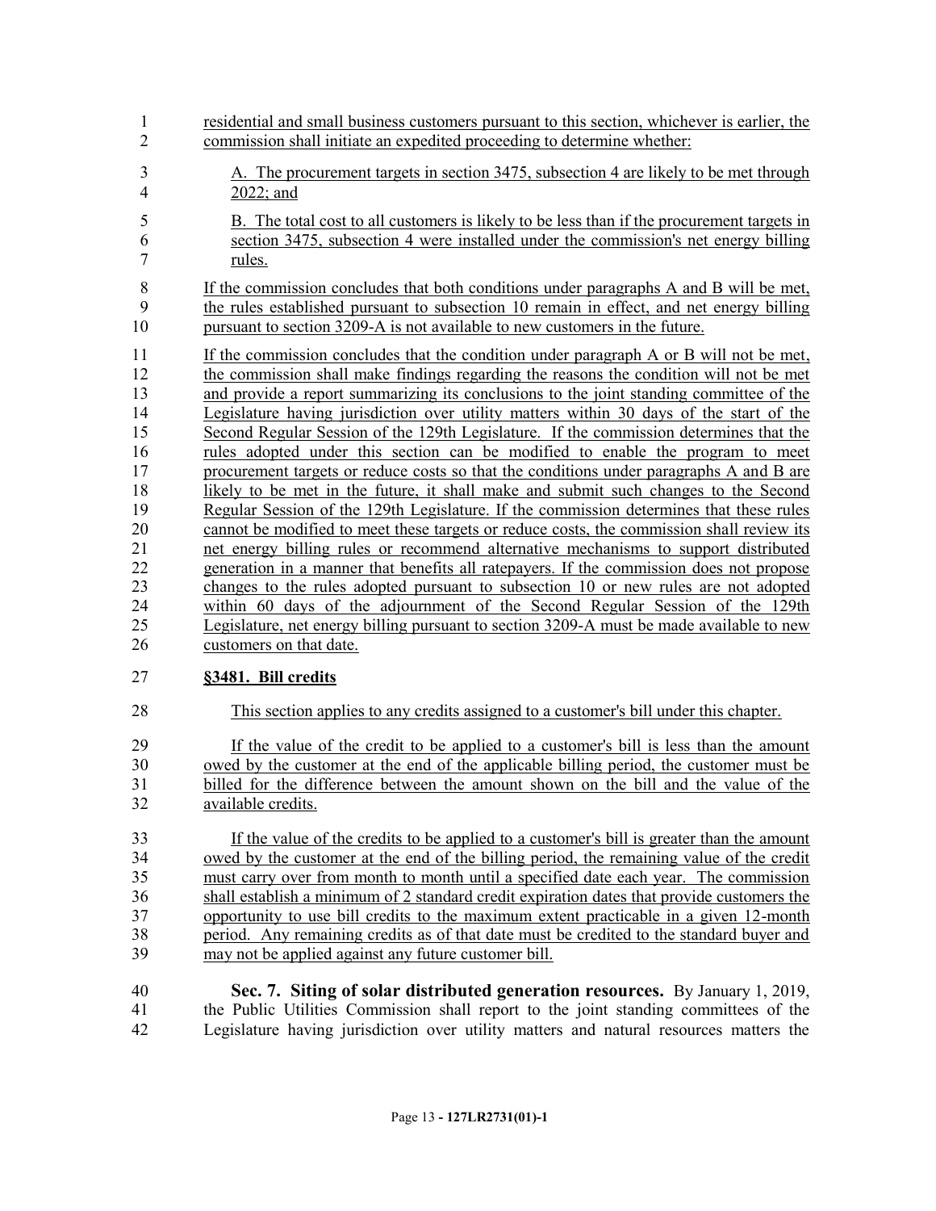residential and small business customers pursuant to this section, whichever is earlier, the commission shall initiate an expedited proceeding to determine whether:

A. The procurement targets in section 3475, subsection 4 are likely to be met through 2022; and

B. The total cost to all customers is likely to be less than if the procurement targets in section 3475, subsection 4 were installed under the commission's net energy billing rules.

If the commission concludes that both conditions under paragraphs A and B will be met, the rules established pursuant to subsection 10 remain in effect, and net energy billing pursuant to section 3209-A is not available to new customers in the future.

If the commission concludes that the condition under paragraph A or B will not be met, the commission shall make findings regarding the reasons the condition will not be met and provide a report summarizing its conclusions to the joint standing committee of the Legislature having jurisdiction over utility matters within 30 days of the start of the Second Regular Session of the 129th Legislature. If the commission determines that the rules adopted under this section can be modified to enable the program to meet procurement targets or reduce costs so that the conditions under paragraphs A and B are likely to be met in the future, it shall make and submit such changes to the Second Regular Session of the 129th Legislature. If the commission determines that these rules cannot be modified to meet these targets or reduce costs, the commission shall review its net energy billing rules or recommend alternative mechanisms to support distributed generation in a manner that benefits all ratepayers. If the commission does not propose changes to the rules adopted pursuant to subsection 10 or new rules are not adopted within 60 days of the adjournment of the Second Regular Session of the 129th Legislature, net energy billing pursuant to section 3209-A must be made available to new customers on that date.

**§3481. Bill credits**

This section applies to any credits assigned to a customer's bill under this chapter.

If the value of the credit to be applied to a customer's bill is less than the amount owed by the customer at the end of the applicable billing period, the customer must be billed for the difference between the amount shown on the bill and the value of the available credits.

If the value of the credits to be applied to a customer's bill is greater than the amount owed by the customer at the end of the billing period, the remaining value of the credit must carry over from month to month until a specified date each year. The commission shall establish a minimum of 2 standard credit expiration dates that provide customers the opportunity to use bill credits to the maximum extent practicable in a given 12-month period. Any remaining credits as of that date must be credited to the standard buyer and may not be applied against any future customer bill.

**Sec. 7. Siting of solar distributed generation resources.** By January 1, 2019, the Public Utilities Commission shall report to the joint standing committees of the Legislature having jurisdiction over utility matters and natural resources matters the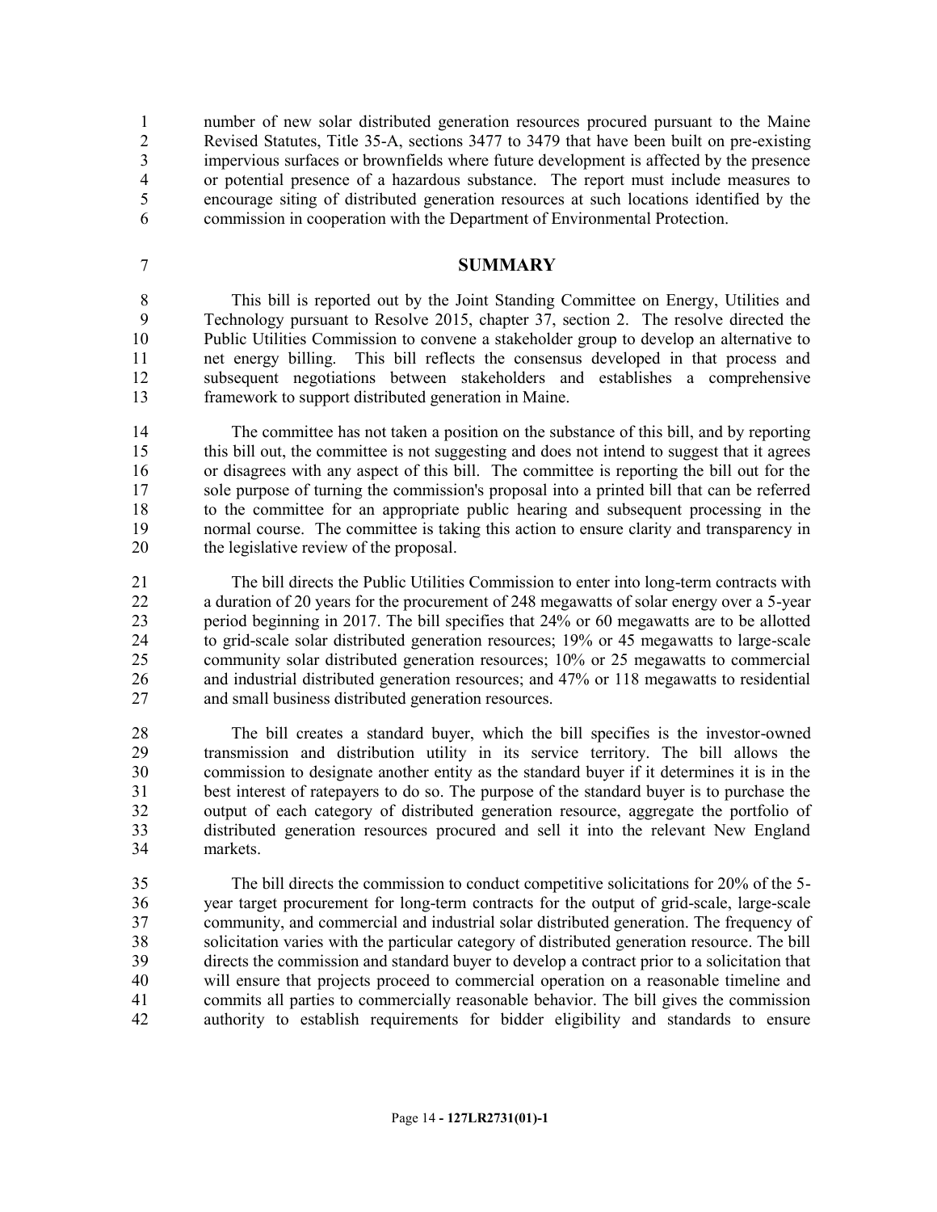number of new solar distributed generation resources procured pursuant to the Maine Revised Statutes, Title 35-A, sections 3477 to 3479 that have been built on pre-existing impervious surfaces or brownfields where future development is affected by the presence or potential presence of a hazardous substance. The report must include measures to encourage siting of distributed generation resources at such locations identified by the commission in cooperation with the Department of Environmental Protection.

## SUMMARY

This bill is reported out by the Joint Standing Committee on Energy, Utilities and Technology pursuant to Resolve 2015, chapter 37, section 2. The resolve directed the Public Utilities Commission to convene a stakeholder group to develop an alternative to net energy billing. This bill reflects the consensus developed in that process and subsequent negotiations between stakeholders and establishes a comprehensive framework to support distributed generation in Maine.

The committee has not taken a position on the substance of this bill, and by reporting this bill out, the committee is not suggesting and does not intend to suggest that it agrees or disagrees with any aspect of this bill. The committee is reporting the bill out for the sole purpose of turning the commission's proposal into a printed bill that can be referred to the committee for an appropriate public hearing and subsequent processing in the normal course. The committee is taking this action to ensure clarity and transparency in the legislative review of the proposal.

The bill directs the Public Utilities Commission to enter into long-term contracts with a duration of 20 years for the procurement of 248 megawatts of solar energy over a 5-year period beginning in 2017. The bill specifies that 24% or 60 megawatts are to be allotted to grid-scale solar distributed generation resources; 19% or 45 megawatts to large-scale community solar distributed generation resources; 10% or 25 megawatts to commercial and industrial distributed generation resources; and 47% or 118 megawatts to residential and small business distributed generation resources.

The bill creates a standard buyer, which the bill specifies is the investor-owned transmission and distribution utility in its service territory. The bill allows the commission to designate another entity as the standard buyer if it determines it is in the best interest of ratepayers to do so. The purpose of the standard buyer is to purchase the output of each category of distributed generation resource, aggregate the portfolio of distributed generation resources procured and sell it into the relevant New England markets.

The bill directs the commission to conduct competitive solicitations for 20% of the 5-year target procurement for long-term contracts for the output of grid-scale, large-scale community, and commercial and industrial solar distributed generation. The frequency of solicitation varies with the particular category of distributed generation resource. The bill directs the commission and standard buyer to develop a contract prior to a solicitation that will ensure that projects proceed to commercial operation on a reasonable timeline and commits all parties to commercially reasonable behavior. The bill gives the commission authority to establish requirements for bidder eligibility and standards to ensure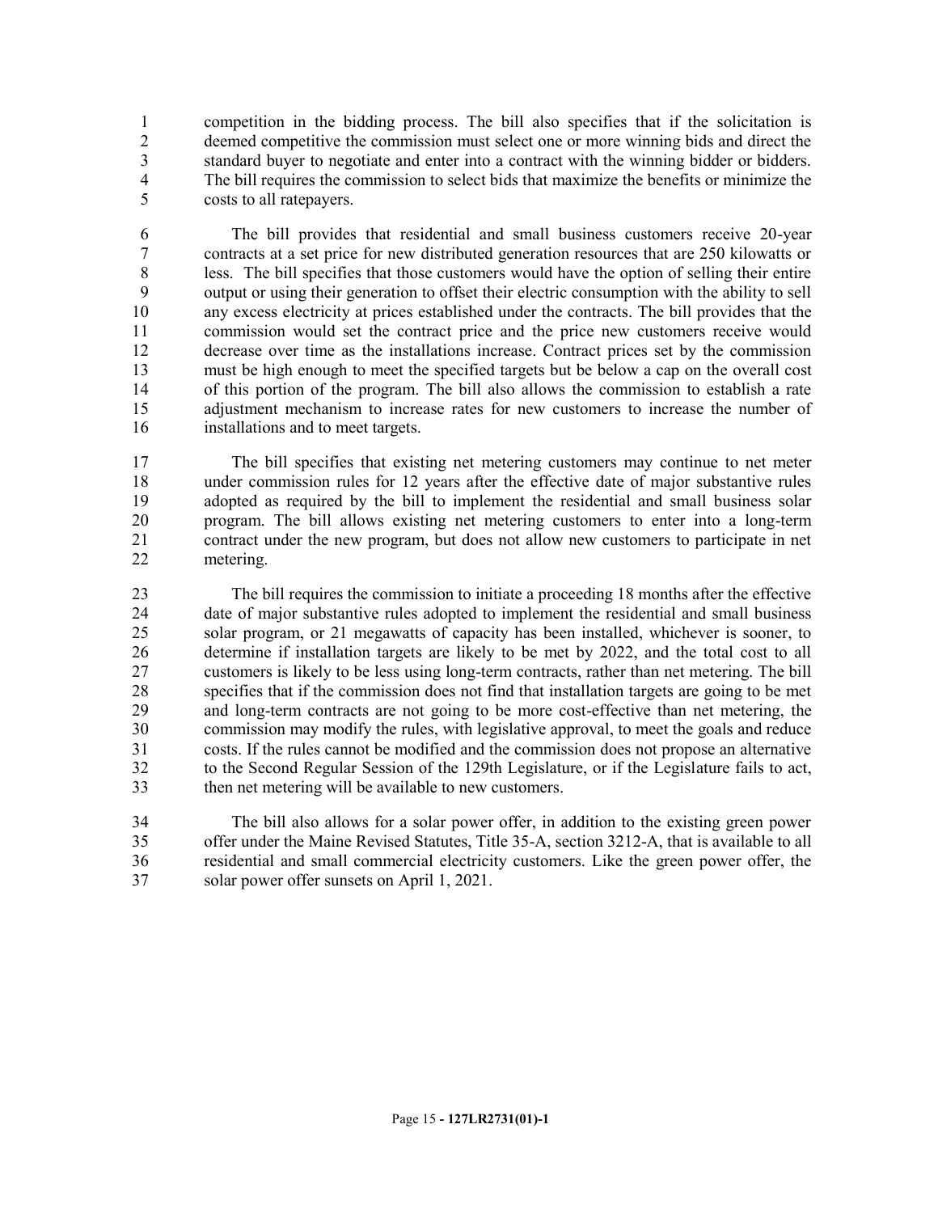competition in the bidding process. The bill also specifies that if the solicitation is deemed competitive the commission must select one or more winning bids and direct the standard buyer to negotiate and enter into a contract with the winning bidder or bidders. The bill requires the commission to select bids that maximize the benefits or minimize the costs to all ratepayers.

The bill provides that residential and small business customers receive 20-year contracts at a set price for new distributed generation resources that are 250 kilowatts or less. The bill specifies that those customers would have the option of selling their entire output or using their generation to offset their electric consumption with the ability to sell any excess electricity at prices established under the contracts. The bill provides that the commission would set the contract price and the price new customers receive would decrease over time as the installations increase. Contract prices set by the commission must be high enough to meet the specified targets but be below a cap on the overall cost of this portion of the program. The bill also allows the commission to establish a rate adjustment mechanism to increase rates for new customers to increase the number of installations and to meet targets.

The bill specifies that existing net metering customers may continue to net meter under commission rules for 12 years after the effective date of major substantive rules adopted as required by the bill to implement the residential and small business solar program. The bill allows existing net metering customers to enter into a long-term contract under the new program, but does not allow new customers to participate in net metering.

The bill requires the commission to initiate a proceeding 18 months after the effective date of major substantive rules adopted to implement the residential and small business solar program, or 21 megawatts of capacity has been installed, whichever is sooner, to determine if installation targets are likely to be met by 2022, and the total cost to all customers is likely to be less using long-term contracts, rather than net metering. The bill specifies that if the commission does not find that installation targets are going to be met and long-term contracts are not going to be more cost-effective than net metering, the commission may modify the rules, with legislative approval, to meet the goals and reduce costs. If the rules cannot be modified and the commission does not propose an alternative to the Second Regular Session of the 129th Legislature, or if the Legislature fails to act, then net metering will be available to new customers.

The bill also allows for a solar power offer, in addition to the existing green power offer under the Maine Revised Statutes, Title 35-A, section 3212-A, that is available to all residential and small commercial electricity customers. Like the green power offer, the solar power offer sunsets on April 1, 2021.